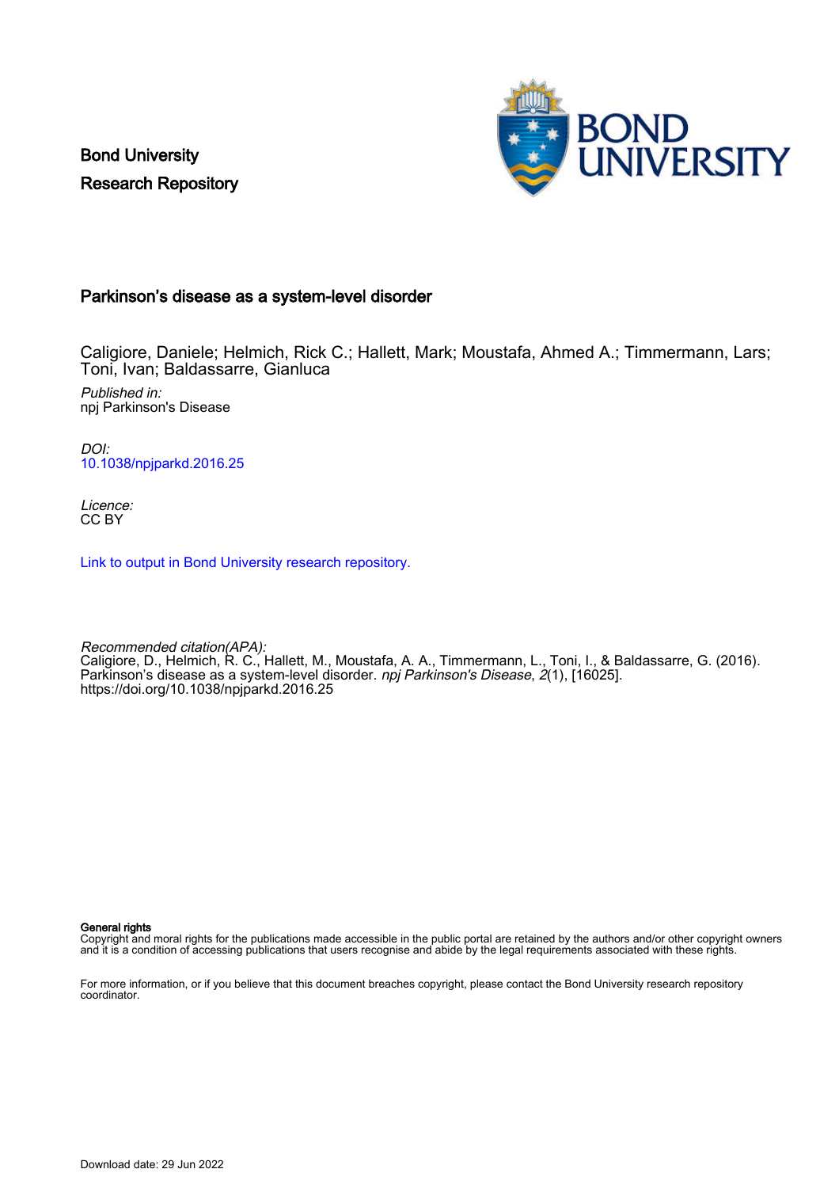Bond University
Research Repository

## Parkinson's disease as a system-level disorder

Caligiore, Daniele; Helmich, Rick C.; Hallett, Mark; Moustafa, Ahmed A.; Timmermann, Lars; Toni, Ivan; Baldassarre, Gianluca

*Published in:*
npj Parkinson's Disease

*DOI:*
10.1038/npjparkd.2016.25

*Licence:*
CC BY

Link to output in Bond University research repository.

*Recommended citation(APA):*
Caligiore, D., Helmich, R. C., Hallett, M., Moustafa, A. A., Timmermann, L., Toni, I., & Baldassarre, G. (2016). Parkinson's disease as a system-level disorder. *npj Parkinson's Disease*, *2*(1), [16025]. https://doi.org/10.1038/npjparkd.2016.25

**General rights**
Copyright and moral rights for the publications made accessible in the public portal are retained by the authors and/or other copyright owners and it is a condition of accessing publications that users recognise and abide by the legal requirements associated with these rights.

For more information, or if you believe that this document breaches copyright, please contact the Bond University research repository coordinator.

Download date: 29 Jun 2022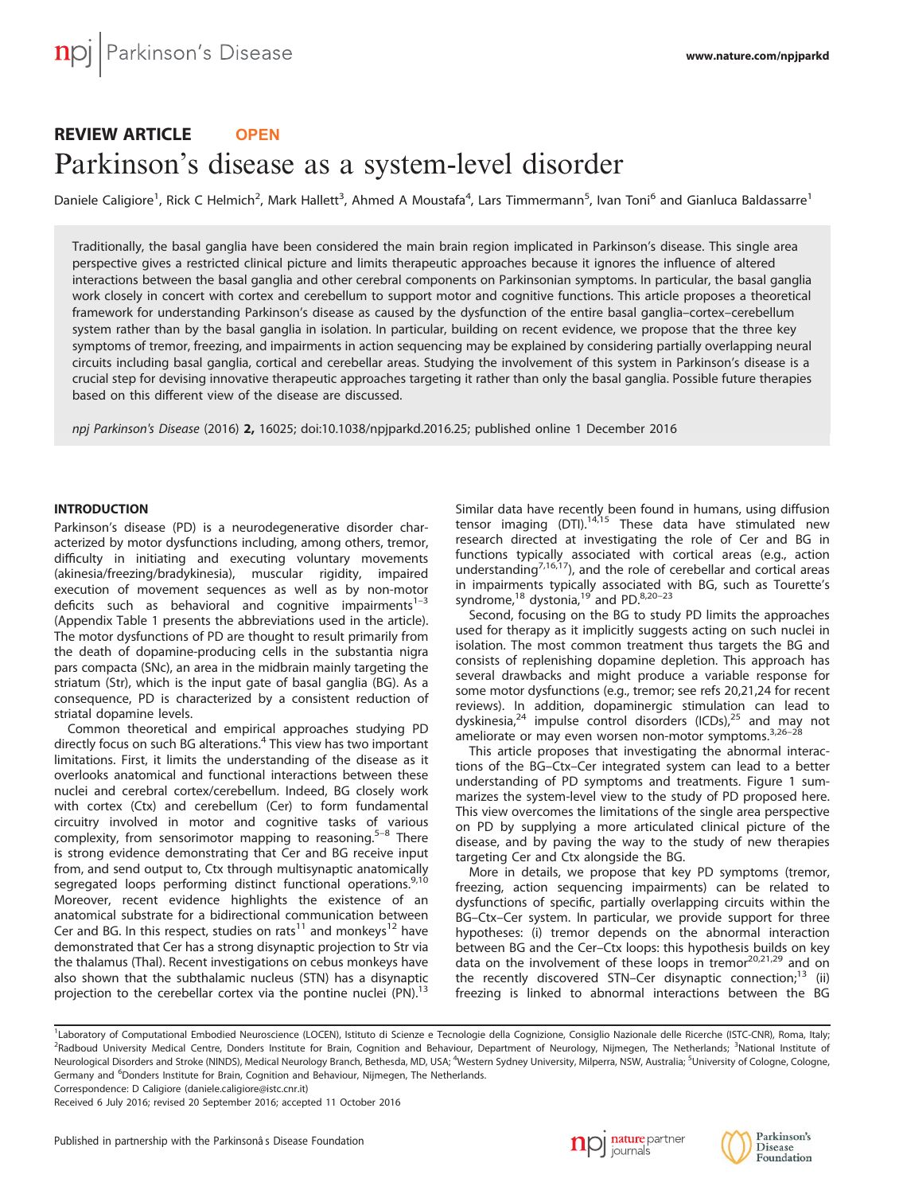# REVIEW ARTICLE OPEN

# Parkinson's disease as a system-level disorder

Daniele Caligiore[1], Rick C Helmich[2], Mark Hallett[3], Ahmed A Moustafa[4], Lars Timmermann[5], Ivan Toni[6] and Gianluca Baldassarre[1]

Traditionally, the basal ganglia have been considered the main brain region implicated in Parkinson's disease. This single area perspective gives a restricted clinical picture and limits therapeutic approaches because it ignores the influence of altered interactions between the basal ganglia and other cerebral components on Parkinsonian symptoms. In particular, the basal ganglia work closely in concert with cortex and cerebellum to support motor and cognitive functions. This article proposes a theoretical framework for understanding Parkinson's disease as caused by the dysfunction of the entire basal ganglia–cortex–cerebellum system rather than by the basal ganglia in isolation. In particular, building on recent evidence, we propose that the three key symptoms of tremor, freezing, and impairments in action sequencing may be explained by considering partially overlapping neural circuits including basal ganglia, cortical and cerebellar areas. Studying the involvement of this system in Parkinson's disease is a crucial step for devising innovative therapeutic approaches targeting it rather than only the basal ganglia. Possible future therapies based on this different view of the disease are discussed.

*npj Parkinson's Disease* (2016) **2,** 16025; doi:10.1038/npjparkd.2016.25; published online 1 December 2016

## INTRODUCTION

Parkinson's disease (PD) is a neurodegenerative disorder characterized by motor dysfunctions including, among others, tremor, difficulty in initiating and executing voluntary movements (akinesia/freezing/bradykinesia), muscular rigidity, impaired execution of movement sequences as well as by non-motor deficits such as behavioral and cognitive impairments[1–3] (Appendix Table 1 presents the abbreviations used in the article). The motor dysfunctions of PD are thought to result primarily from the death of dopamine-producing cells in the substantia nigra pars compacta (SNc), an area in the midbrain mainly targeting the striatum (Str), which is the input gate of basal ganglia (BG). As a consequence, PD is characterized by a consistent reduction of striatal dopamine levels.

Common theoretical and empirical approaches studying PD directly focus on such BG alterations.[4] This view has two important limitations. First, it limits the understanding of the disease as it overlooks anatomical and functional interactions between these nuclei and cerebral cortex/cerebellum. Indeed, BG closely work with cortex (Ctx) and cerebellum (Cer) to form fundamental circuitry involved in motor and cognitive tasks of various complexity, from sensorimotor mapping to reasoning.[5–8] There is strong evidence demonstrating that Cer and BG receive input from, and send output to, Ctx through multisynaptic anatomically segregated loops performing distinct functional operations.[9,10] Moreover, recent evidence highlights the existence of an anatomical substrate for a bidirectional communication between Cer and BG. In this respect, studies on rats[11] and monkeys[12] have demonstrated that Cer has a strong disynaptic projection to Str via the thalamus (Thal). Recent investigations on cebus monkeys have also shown that the subthalamic nucleus (STN) has a disynaptic projection to the cerebellar cortex via the pontine nuclei (PN).[13] Similar data have recently been found in humans, using diffusion tensor imaging (DTI).[14,15] These data have stimulated new research directed at investigating the role of Cer and BG in functions typically associated with cortical areas (e.g., action understanding[7,16,17]), and the role of cerebellar and cortical areas in impairments typically associated with BG, such as Tourette's syndrome,[18] dystonia,[19] and PD.[8,20–23]

Second, focusing on the BG to study PD limits the approaches used for therapy as it implicitly suggests acting on such nuclei in isolation. The most common treatment thus targets the BG and consists of replenishing dopamine depletion. This approach has several drawbacks and might produce a variable response for some motor dysfunctions (e.g., tremor; see refs 20,21,24 for recent reviews). In addition, dopaminergic stimulation can lead to dyskinesia,[24] impulse control disorders (ICDs),[25] and may not ameliorate or may even worsen non-motor symptoms.[3,26–28]

This article proposes that investigating the abnormal interactions of the BG–Ctx–Cer integrated system can lead to a better understanding of PD symptoms and treatments. Figure 1 summarizes the system-level view to the study of PD proposed here. This view overcomes the limitations of the single area perspective on PD by supplying a more articulated clinical picture of the disease, and by paving the way to the study of new therapies targeting Cer and Ctx alongside the BG.

More in details, we propose that key PD symptoms (tremor, freezing, action sequencing impairments) can be related to dysfunctions of specific, partially overlapping circuits within the BG–Ctx–Cer system. In particular, we provide support for three hypotheses: (i) tremor depends on the abnormal interaction between BG and the Cer–Ctx loops: this hypothesis builds on key data on the involvement of these loops in tremor[20,21,29] and on the recently discovered STN–Cer disynaptic connection;[13] (ii) freezing is linked to abnormal interactions between the BG

[1]Laboratory of Computational Embodied Neuroscience (LOCEN), Istituto di Scienze e Tecnologie della Cognizione, Consiglio Nazionale delle Ricerche (ISTC-CNR), Roma, Italy; [2]Radboud University Medical Centre, Donders Institute for Brain, Cognition and Behaviour, Department of Neurology, Nijmegen, The Netherlands; [3]National Institute of Neurological Disorders and Stroke (NINDS), Medical Neurology Branch, Bethesda, MD, USA; [4]Western Sydney University, Milperra, NSW, Australia; [5]University of Cologne, Cologne, Germany and [6]Donders Institute for Brain, Cognition and Behaviour, Nijmegen, The Netherlands.
Correspondence: D Caligiore (daniele.caligiore@istc.cnr.it)
Received 6 July 2016; revised 20 September 2016; accepted 11 October 2016

Published in partnership with the Parkinsonâ s Disease Foundation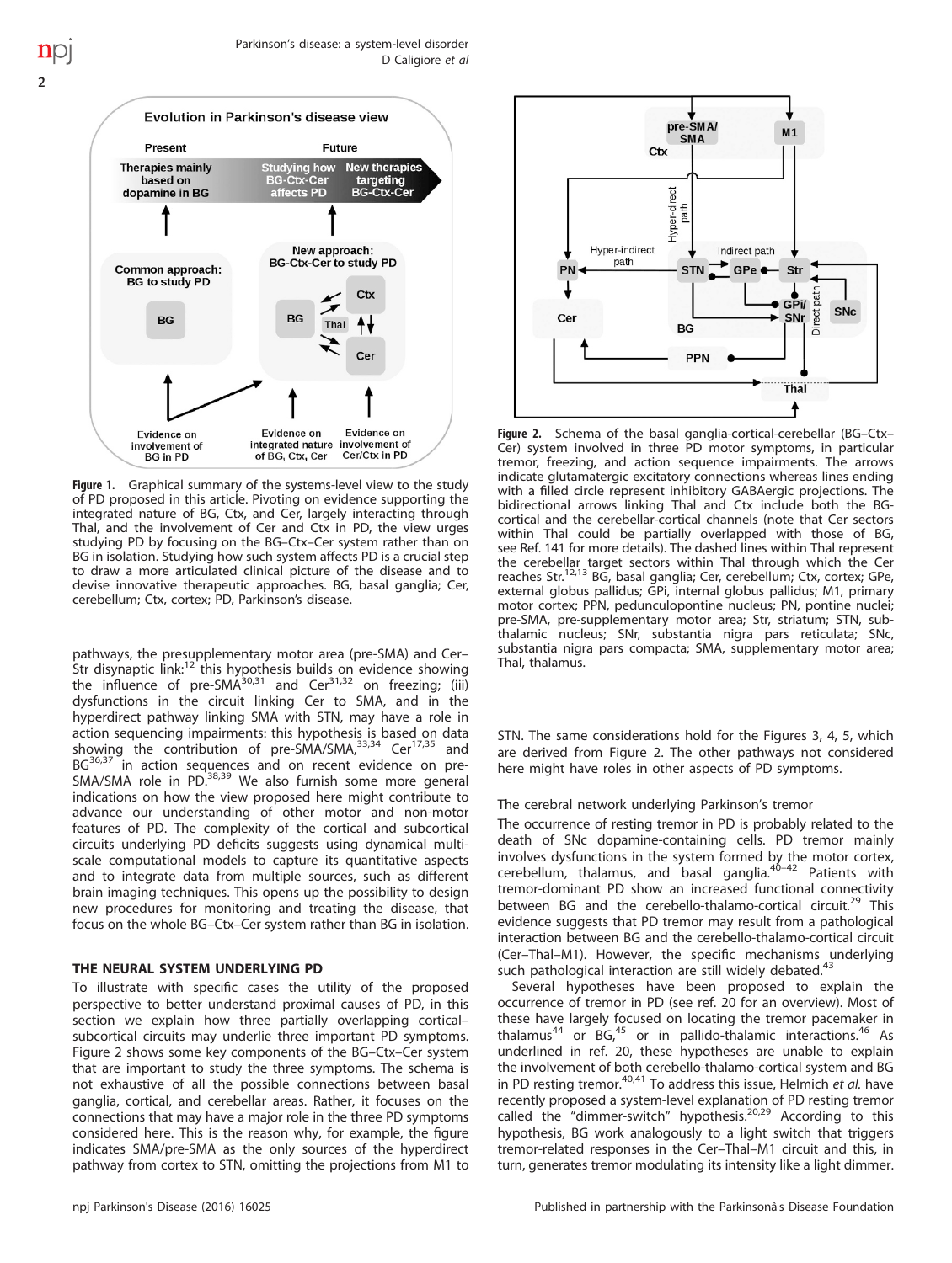Figure 1. Graphical summary of the systems-level view to the study of PD proposed in this article. Pivoting on evidence supporting the integrated nature of BG, Ctx, and Cer, largely interacting through Thal, and the involvement of Cer and Ctx in PD, the view urges studying PD by focusing on the BG–Ctx–Cer system rather than on BG in isolation. Studying how such system affects PD is a crucial step to draw a more articulated clinical picture of the disease and to devise innovative therapeutic approaches. BG, basal ganglia; Cer, cerebellum; Ctx, cortex; PD, Parkinson's disease.

pathways, the presupplementary motor area (pre-SMA) and Cer–Str disynaptic link:[12] this hypothesis builds on evidence showing the influence of pre-SMA[30,31] and Cer[31,32] on freezing; (iii) dysfunctions in the circuit linking Cer to SMA, and in the hyperdirect pathway linking SMA with STN, may have a role in action sequencing impairments: this hypothesis is based on data showing the contribution of pre-SMA/SMA,[33,34] Cer[17,35] and BG[36,37] in action sequences and on recent evidence on pre-SMA/SMA role in PD.[38,39] We also furnish some more general indications on how the view proposed here might contribute to advance our understanding of other motor and non-motor features of PD. The complexity of the cortical and subcortical circuits underlying PD deficits suggests using dynamical multi-scale computational models to capture its quantitative aspects and to integrate data from multiple sources, such as different brain imaging techniques. This opens up the possibility to design new procedures for monitoring and treating the disease, that focus on the whole BG–Ctx–Cer system rather than BG in isolation.

## THE NEURAL SYSTEM UNDERLYING PD

To illustrate with specific cases the utility of the proposed perspective to better understand proximal causes of PD, in this section we explain how three partially overlapping cortical–subcortical circuits may underlie three important PD symptoms. Figure 2 shows some key components of the BG–Ctx–Cer system that are important to study the three symptoms. The schema is not exhaustive of all the possible connections between basal ganglia, cortical, and cerebellar areas. Rather, it focuses on the connections that may have a major role in the three PD symptoms considered here. This is the reason why, for example, the figure indicates SMA/pre-SMA as the only sources of the hyperdirect pathway from cortex to STN, omitting the projections from M1 to STN. The same considerations hold for the Figures 3, 4, 5, which are derived from Figure 2. The other pathways not considered here might have roles in other aspects of PD symptoms.

Figure 2. Schema of the basal ganglia-cortical-cerebellar (BG–Ctx–Cer) system involved in three PD motor symptoms, in particular tremor, freezing, and action sequence impairments. The arrows indicate glutamatergic excitatory connections whereas lines ending with a filled circle represent inhibitory GABAergic projections. The bidirectional arrows linking Thal and Ctx include both the BG-cortical and the cerebellar-cortical channels (note that Cer sectors within Thal could be partially overlapped with those of BG, see Ref. 141 for more details). The dashed lines within Thal represent the cerebellar target sectors within Thal through which the Cer reaches Str.[12,13] BG, basal ganglia; Cer, cerebellum; Ctx, cortex; GPe, external globus pallidus; GPi, internal globus pallidus; M1, primary motor cortex; PPN, pedunculopontine nucleus; PN, pontine nuclei; pre-SMA, pre-supplementary motor area; Str, striatum; STN, subthalamic nucleus; SNr, substantia nigra pars reticulata; SNc, substantia nigra pars compacta; SMA, supplementary motor area; Thal, thalamus.

### The cerebral network underlying Parkinson's tremor

The occurrence of resting tremor in PD is probably related to the death of SNc dopamine-containing cells. PD tremor mainly involves dysfunctions in the system formed by the motor cortex, cerebellum, thalamus, and basal ganglia.[40–42] Patients with tremor-dominant PD show an increased functional connectivity between BG and the cerebello-thalamo-cortical circuit.[29] This evidence suggests that PD tremor may result from a pathological interaction between BG and the cerebello-thalamo-cortical circuit (Cer–Thal–M1). However, the specific mechanisms underlying such pathological interaction are still widely debated.[43]

Several hypotheses have been proposed to explain the occurrence of tremor in PD (see ref. 20 for an overview). Most of these have largely focused on locating the tremor pacemaker in thalamus[44] or BG,[45] or in pallido-thalamic interactions.[46] As underlined in ref. 20, these hypotheses are unable to explain the involvement of both cerebello-thalamo-cortical system and BG in PD resting tremor.[40,41] To address this issue, Helmich *et al.* have recently proposed a system-level explanation of PD resting tremor called the "dimmer-switch" hypothesis.[20,29] According to this hypothesis, BG work analogously to a light switch that triggers tremor-related responses in the Cer–Thal–M1 circuit and this, in turn, generates tremor modulating its intensity like a light dimmer.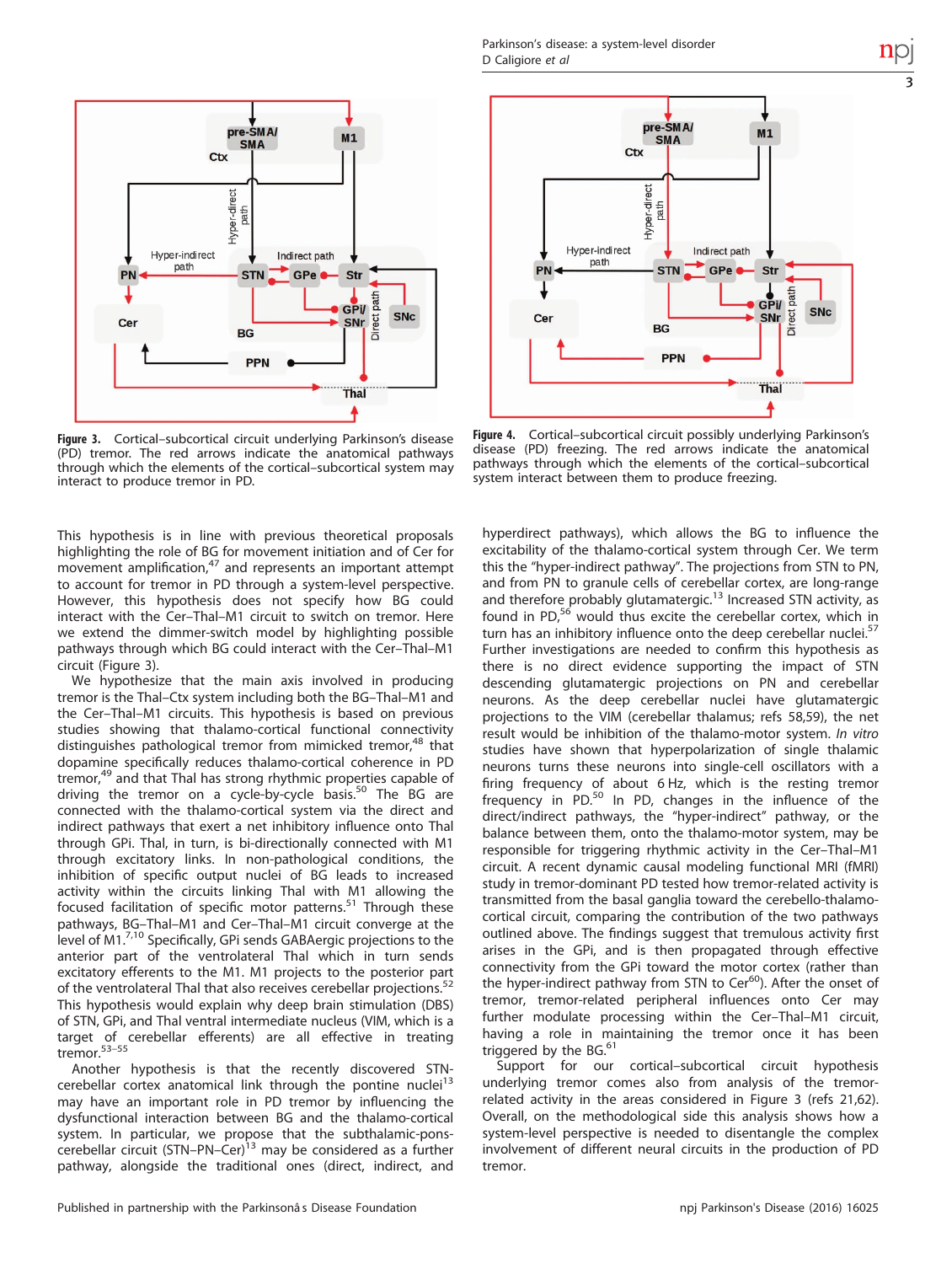Figure 3. Cortical–subcortical circuit underlying Parkinson's disease (PD) tremor. The red arrows indicate the anatomical pathways through which the elements of the cortical–subcortical system may interact to produce tremor in PD.

Figure 4. Cortical–subcortical circuit possibly underlying Parkinson's disease (PD) freezing. The red arrows indicate the anatomical pathways through which the elements of the cortical–subcortical system interact between them to produce freezing.

This hypothesis is in line with previous theoretical proposals highlighting the role of BG for movement initiation and of Cer for movement amplification,[47] and represents an important attempt to account for tremor in PD through a system-level perspective. However, this hypothesis does not specify how BG could interact with the Cer–Thal–M1 circuit to switch on tremor. Here we extend the dimmer-switch model by highlighting possible pathways through which BG could interact with the Cer–Thal–M1 circuit (Figure 3).

We hypothesize that the main axis involved in producing tremor is the Thal–Ctx system including both the BG–Thal–M1 and the Cer–Thal–M1 circuits. This hypothesis is based on previous studies showing that thalamo-cortical functional connectivity distinguishes pathological tremor from mimicked tremor,[48] that dopamine specifically reduces thalamo-cortical coherence in PD tremor,[49] and that Thal has strong rhythmic properties capable of driving the tremor on a cycle-by-cycle basis.[50] The BG are connected with the thalamo-cortical system via the direct and indirect pathways that exert a net inhibitory influence onto Thal through GPi. Thal, in turn, is bi-directionally connected with M1 through excitatory links. In non-pathological conditions, the inhibition of specific output nuclei of BG leads to increased activity within the circuits linking Thal with M1 allowing the focused facilitation of specific motor patterns.[51] Through these pathways, BG–Thal–M1 and Cer–Thal–M1 circuit converge at the level of M1.[7,10] Specifically, GPi sends GABAergic projections to the anterior part of the ventrolateral Thal which in turn sends excitatory efferents to the M1. M1 projects to the posterior part of the ventrolateral Thal that also receives cerebellar projections.[52] This hypothesis would explain why deep brain stimulation (DBS) of STN, GPi, and Thal ventral intermediate nucleus (VIM, which is a target of cerebellar efferents) are all effective in treating tremor.[53–55]

Another hypothesis is that the recently discovered STN-cerebellar cortex anatomical link through the pontine nuclei[13] may have an important role in PD tremor by influencing the dysfunctional interaction between BG and the thalamo-cortical system. In particular, we propose that the subthalamic-pons-cerebellar circuit (STN–PN–Cer)[13] may be considered as a further pathway, alongside the traditional ones (direct, indirect, and hyperdirect pathways), which allows the BG to influence the excitability of the thalamo-cortical system through Cer. We term this the "hyper-indirect pathway". The projections from STN to PN, and from PN to granule cells of cerebellar cortex, are long-range and therefore probably glutamatergic.[13] Increased STN activity, as found in PD,[56] would thus excite the cerebellar cortex, which in turn has an inhibitory influence onto the deep cerebellar nuclei.[57] Further investigations are needed to confirm this hypothesis as there is no direct evidence supporting the impact of STN descending glutamatergic projections on PN and cerebellar neurons. As the deep cerebellar nuclei have glutamatergic projections to the VIM (cerebellar thalamus; refs 58,59), the net result would be inhibition of the thalamo-motor system. *In vitro* studies have shown that hyperpolarization of single thalamic neurons turns these neurons into single-cell oscillators with a firing frequency of about 6 Hz, which is the resting tremor frequency in PD.[50] In PD, changes in the influence of the direct/indirect pathways, the "hyper-indirect" pathway, or the balance between them, onto the thalamo-motor system, may be responsible for triggering rhythmic activity in the Cer–Thal–M1 circuit. A recent dynamic causal modeling functional MRI (fMRI) study in tremor-dominant PD tested how tremor-related activity is transmitted from the basal ganglia toward the cerebello-thalamo-cortical circuit, comparing the contribution of the two pathways outlined above. The findings suggest that tremulous activity first arises in the GPi, and is then propagated through effective connectivity from the GPi toward the motor cortex (rather than the hyper-indirect pathway from STN to Cer[60]). After the onset of tremor, tremor-related peripheral influences onto Cer may further modulate processing within the Cer–Thal–M1 circuit, having a role in maintaining the tremor once it has been triggered by the BG.[61]

Support for our cortical–subcortical circuit hypothesis underlying tremor comes also from analysis of the tremor-related activity in the areas considered in Figure 3 (refs 21,62). Overall, on the methodological side this analysis shows how a system-level perspective is needed to disentangle the complex involvement of different neural circuits in the production of PD tremor.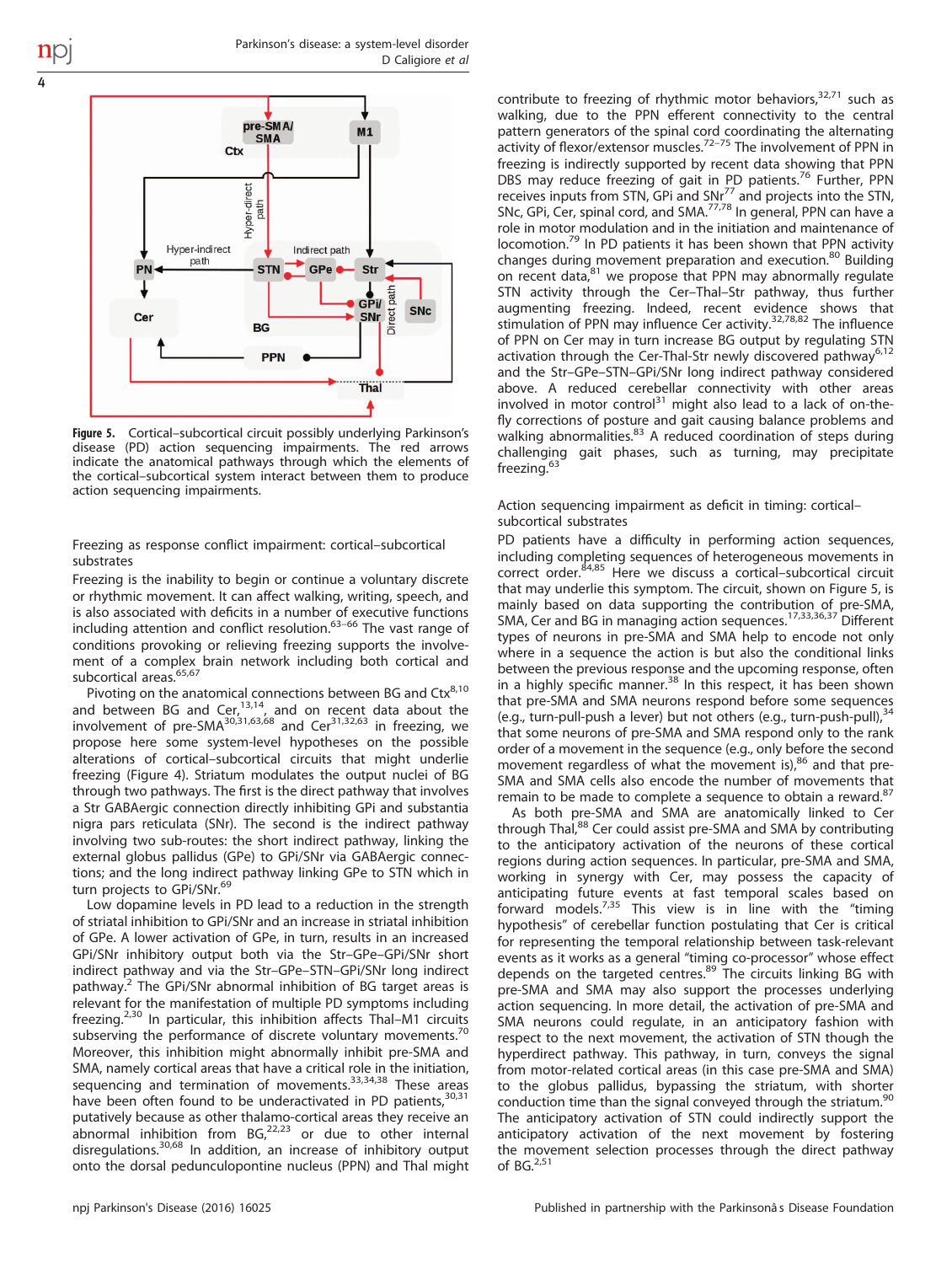Figure 5. Cortical–subcortical circuit possibly underlying Parkinson's disease (PD) action sequencing impairments. The red arrows indicate the anatomical pathways through which the elements of the cortical–subcortical system interact between them to produce action sequencing impairments.

## Freezing as response conflict impairment: cortical–subcortical substrates

Freezing is the inability to begin or continue a voluntary discrete or rhythmic movement. It can affect walking, writing, speech, and is also associated with deficits in a number of executive functions including attention and conflict resolution.[63–66] The vast range of conditions provoking or relieving freezing supports the involvement of a complex brain network including both cortical and subcortical areas.[65,67]

Pivoting on the anatomical connections between BG and Ctx[8,10] and between BG and Cer,[13,14] and on recent data about the involvement of pre-SMA[30,31,63,68] and Cer[31,32,63] in freezing, we propose here some system-level hypotheses on the possible alterations of cortical–subcortical circuits that might underlie freezing (Figure 4). Striatum modulates the output nuclei of BG through two pathways. The first is the direct pathway that involves a Str GABAergic connection directly inhibiting GPi and substantia nigra pars reticulata (SNr). The second is the indirect pathway involving two sub-routes: the short indirect pathway, linking the external globus pallidus (GPe) to GPi/SNr via GABAergic connections; and the long indirect pathway linking GPe to STN which in turn projects to GPi/SNr.[69]

Low dopamine levels in PD lead to a reduction in the strength of striatal inhibition to GPi/SNr and an increase in striatal inhibition of GPe. A lower activation of GPe, in turn, results in an increased GPi/SNr inhibitory output both via the Str–GPe–GPi/SNr short indirect pathway and via the Str–GPe–STN–GPi/SNr long indirect pathway.[2] The GPi/SNr abnormal inhibition of BG target areas is relevant for the manifestation of multiple PD symptoms including freezing.[2,30] In particular, this inhibition affects Thal–M1 circuits subserving the performance of discrete voluntary movements.[70] Moreover, this inhibition might abnormally inhibit pre-SMA and SMA, namely cortical areas that have a critical role in the initiation, sequencing and termination of movements.[33,34,38] These areas have been often found to be underactivated in PD patients,[30,31] putatively because as other thalamo-cortical areas they receive an abnormal inhibition from BG,[22,23] or due to other internal disregulations.[30,68] In addition, an increase of inhibitory output onto the dorsal pedunculopontine nucleus (PPN) and Thal might contribute to freezing of rhythmic motor behaviors,[32,71] such as walking, due to the PPN efferent connectivity to the central pattern generators of the spinal cord coordinating the alternating activity of flexor/extensor muscles.[72–75] The involvement of PPN in freezing is indirectly supported by recent data showing that PPN DBS may reduce freezing of gait in PD patients.[76] Further, PPN receives inputs from STN, GPi and SNr[77] and projects into the STN, SNc, GPi, Cer, spinal cord, and SMA.[77,78] In general, PPN can have a role in motor modulation and in the initiation and maintenance of locomotion.[79] In PD patients it has been shown that PPN activity changes during movement preparation and execution.[80] Building on recent data,[81] we propose that PPN may abnormally regulate STN activity through the Cer–Thal–Str pathway, thus further augmenting freezing. Indeed, recent evidence shows that stimulation of PPN may influence Cer activity.[32,78,82] The influence of PPN on Cer may in turn increase BG output by regulating STN activation through the Cer-Thal-Str newly discovered pathway[6,12] and the Str–GPe–STN–GPi/SNr long indirect pathway considered above. A reduced cerebellar connectivity with other areas involved in motor control[31] might also lead to a lack of on-the-fly corrections of posture and gait causing balance problems and walking abnormalities.[83] A reduced coordination of steps during challenging gait phases, such as turning, may precipitate freezing.[63]

## Action sequencing impairment as deficit in timing: cortical–subcortical substrates

PD patients have a difficulty in performing action sequences, including completing sequences of heterogeneous movements in correct order.[84,85] Here we discuss a cortical–subcortical circuit that may underlie this symptom. The circuit, shown on Figure 5, is mainly based on data supporting the contribution of pre-SMA, SMA, Cer and BG in managing action sequences.[17,33,36,37] Different types of neurons in pre-SMA and SMA help to encode not only where in a sequence the action is but also the conditional links between the previous response and the upcoming response, often in a highly specific manner.[38] In this respect, it has been shown that pre-SMA and SMA neurons respond before some sequences (e.g., turn-pull-push a lever) but not others (e.g., turn-push-pull),[34] that some neurons of pre-SMA and SMA respond only to the rank order of a movement in the sequence (e.g., only before the second movement regardless of what the movement is),[86] and that pre-SMA and SMA cells also encode the number of movements that remain to be made to complete a sequence to obtain a reward.[87]

As both pre-SMA and SMA are anatomically linked to Cer through Thal,[88] Cer could assist pre-SMA and SMA by contributing to the anticipatory activation of the neurons of these cortical regions during action sequences. In particular, pre-SMA and SMA, working in synergy with Cer, may possess the capacity of anticipating future events at fast temporal scales based on forward models.[7,35] This view is in line with the "timing hypothesis" of cerebellar function postulating that Cer is critical for representing the temporal relationship between task-relevant events as it works as a general "timing co-processor" whose effect depends on the targeted centres.[89] The circuits linking BG with pre-SMA and SMA may also support the processes underlying action sequencing. In more detail, the activation of pre-SMA and SMA neurons could regulate, in an anticipatory fashion with respect to the next movement, the activation of STN though the hyperdirect pathway. This pathway, in turn, conveys the signal from motor-related cortical areas (in this case pre-SMA and SMA) to the globus pallidus, bypassing the striatum, with shorter conduction time than the signal conveyed through the striatum.[90] The anticipatory activation of STN could indirectly support the anticipatory activation of the next movement by fostering the movement selection processes through the direct pathway of BG.[2,51]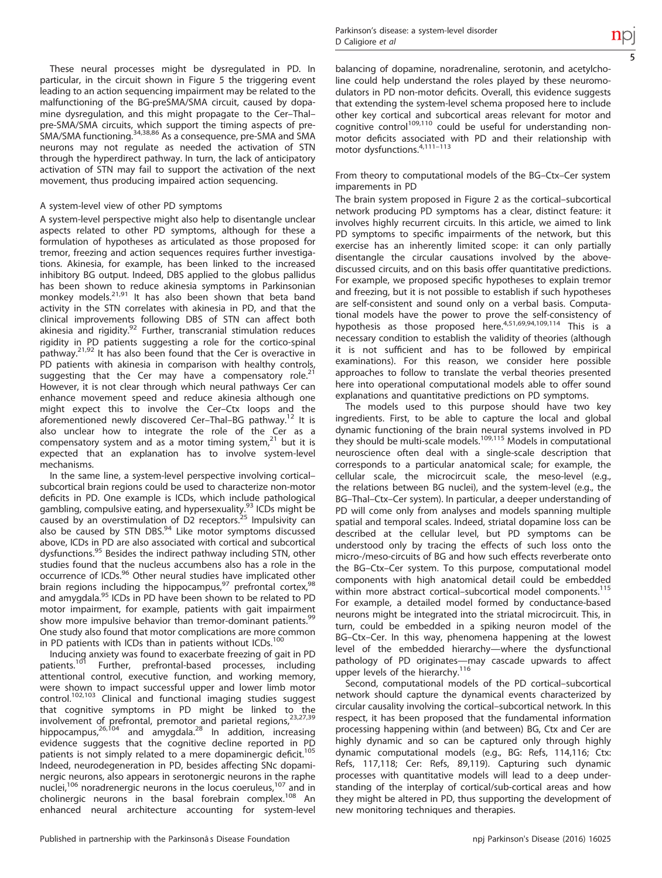These neural processes might be dysregulated in PD. In particular, in the circuit shown in Figure 5 the triggering event leading to an action sequencing impairment may be related to the malfunctioning of the BG-preSMA/SMA circuit, caused by dopamine dysregulation, and this might propagate to the Cer–Thal–pre-SMA/SMA circuits, which support the timing aspects of pre-SMA/SMA functioning.[34,38,86] As a consequence, pre-SMA and SMA neurons may not regulate as needed the activation of STN through the hyperdirect pathway. In turn, the lack of anticipatory activation of STN may fail to support the activation of the next movement, thus producing impaired action sequencing.

### A system-level view of other PD symptoms

A system-level perspective might also help to disentangle unclear aspects related to other PD symptoms, although for these a formulation of hypotheses as articulated as those proposed for tremor, freezing and action sequences requires further investigations. Akinesia, for example, has been linked to the increased inhibitory BG output. Indeed, DBS applied to the globus pallidus has been shown to reduce akinesia symptoms in Parkinsonian monkey models.[21,91] It has also been shown that beta band activity in the STN correlates with akinesia in PD, and that the clinical improvements following DBS of STN can affect both akinesia and rigidity.[92] Further, transcranial stimulation reduces rigidity in PD patients suggesting a role for the cortico-spinal pathway.[21,92] It has also been found that the Cer is overactive in PD patients with akinesia in comparison with healthy controls, suggesting that the Cer may have a compensatory role.[21] However, it is not clear through which neural pathways Cer can enhance movement speed and reduce akinesia although one might expect this to involve the Cer–Ctx loops and the aforementioned newly discovered Cer–Thal–BG pathway.[12] It is also unclear how to integrate the role of the Cer as a compensatory system and as a motor timing system,[21] but it is expected that an explanation has to involve system-level mechanisms.

In the same line, a system-level perspective involving cortical–subcortical brain regions could be used to characterize non-motor deficits in PD. One example is ICDs, which include pathological gambling, compulsive eating, and hypersexuality.[93] ICDs might be caused by an overstimulation of D2 receptors.[25] Impulsivity can also be caused by STN DBS.[94] Like motor symptoms discussed above, ICDs in PD are also associated with cortical and subcortical dysfunctions.[95] Besides the indirect pathway including STN, other studies found that the nucleus accumbens also has a role in the occurrence of ICDs.[96] Other neural studies have implicated other brain regions including the hippocampus,[97] prefrontal cortex,[98] and amygdala.[95] ICDs in PD have been shown to be related to PD motor impairment, for example, patients with gait impairment show more impulsive behavior than tremor-dominant patients.[99] One study also found that motor complications are more common in PD patients with ICDs than in patients without ICDs.[100]

Inducing anxiety was found to exacerbate freezing of gait in PD patients.[101] Further, prefrontal-based processes, including attentional control, executive function, and working memory, were shown to impact successful upper and lower limb motor control.[102,103] Clinical and functional imaging studies suggest that cognitive symptoms in PD might be linked to the involvement of prefrontal, premotor and parietal regions,[23,27,39] hippocampus,[26,104] and amygdala.[28] In addition, increasing evidence suggests that the cognitive decline reported in PD patients is not simply related to a mere dopaminergic deficit.[105] Indeed, neurodegeneration in PD, besides affecting SNc dopaminergic neurons, also appears in serotonergic neurons in the raphe nuclei,[106] noradrenergic neurons in the locus coeruleus,[107] and in cholinergic neurons in the basal forebrain complex.[108] An enhanced neural architecture accounting for system-level balancing of dopamine, noradrenaline, serotonin, and acetylcholine could help understand the roles played by these neuromodulators in PD non-motor deficits. Overall, this evidence suggests that extending the system-level schema proposed here to include other key cortical and subcortical areas relevant for motor and cognitive control[109,110] could be useful for understanding non-motor deficits associated with PD and their relationship with motor dysfunctions.[4,111–113]

### From theory to computational models of the BG–Ctx–Cer system imparements in PD

The brain system proposed in Figure 2 as the cortical–subcortical network producing PD symptoms has a clear, distinct feature: it involves highly recurrent circuits. In this article, we aimed to link PD symptoms to specific impairments of the network, but this exercise has an inherently limited scope: it can only partially disentangle the circular causations involved by the above-discussed circuits, and on this basis offer quantitative predictions. For example, we proposed specific hypotheses to explain tremor and freezing, but it is not possible to establish if such hypotheses are self-consistent and sound only on a verbal basis. Computational models have the power to prove the self-consistency of hypothesis as those proposed here.[4,51,69,94,109,114] This is a necessary condition to establish the validity of theories (although it is not sufficient and has to be followed by empirical examinations). For this reason, we consider here possible approaches to follow to translate the verbal theories presented here into operational computational models able to offer sound explanations and quantitative predictions on PD symptoms.

The models used to this purpose should have two key ingredients. First, to be able to capture the local and global dynamic functioning of the brain neural systems involved in PD they should be multi-scale models.[109,115] Models in computational neuroscience often deal with a single-scale description that corresponds to a particular anatomical scale; for example, the cellular scale, the microcircuit scale, the meso-level (e.g., the relations between BG nuclei), and the system-level (e.g., the BG–Thal–Ctx–Cer system). In particular, a deeper understanding of PD will come only from analyses and models spanning multiple spatial and temporal scales. Indeed, striatal dopamine loss can be described at the cellular level, but PD symptoms can be understood only by tracing the effects of such loss onto the micro-/meso-circuits of BG and how such effects reverberate onto the BG–Ctx–Cer system. To this purpose, computational model components with high anatomical detail could be embedded within more abstract cortical–subcortical model components.[115] For example, a detailed model formed by conductance-based neurons might be integrated into the striatal microcircuit. This, in turn, could be embedded in a spiking neuron model of the BG–Ctx–Cer. In this way, phenomena happening at the lowest level of the embedded hierarchy—where the dysfunctional pathology of PD originates—may cascade upwards to affect upper levels of the hierarchy.[116]

Second, computational models of the PD cortical–subcortical network should capture the dynamical events characterized by circular causality involving the cortical–subcortical network. In this respect, it has been proposed that the fundamental information processing happening within (and between) BG, Ctx and Cer are highly dynamic and so can be captured only through highly dynamic computational models (e.g., BG: Refs, 114,116; Ctx: Refs, 117,118; Cer: Refs, 89,119). Capturing such dynamic processes with quantitative models will lead to a deep understanding of the interplay of cortical/sub-cortical areas and how they might be altered in PD, thus supporting the development of new monitoring techniques and therapies.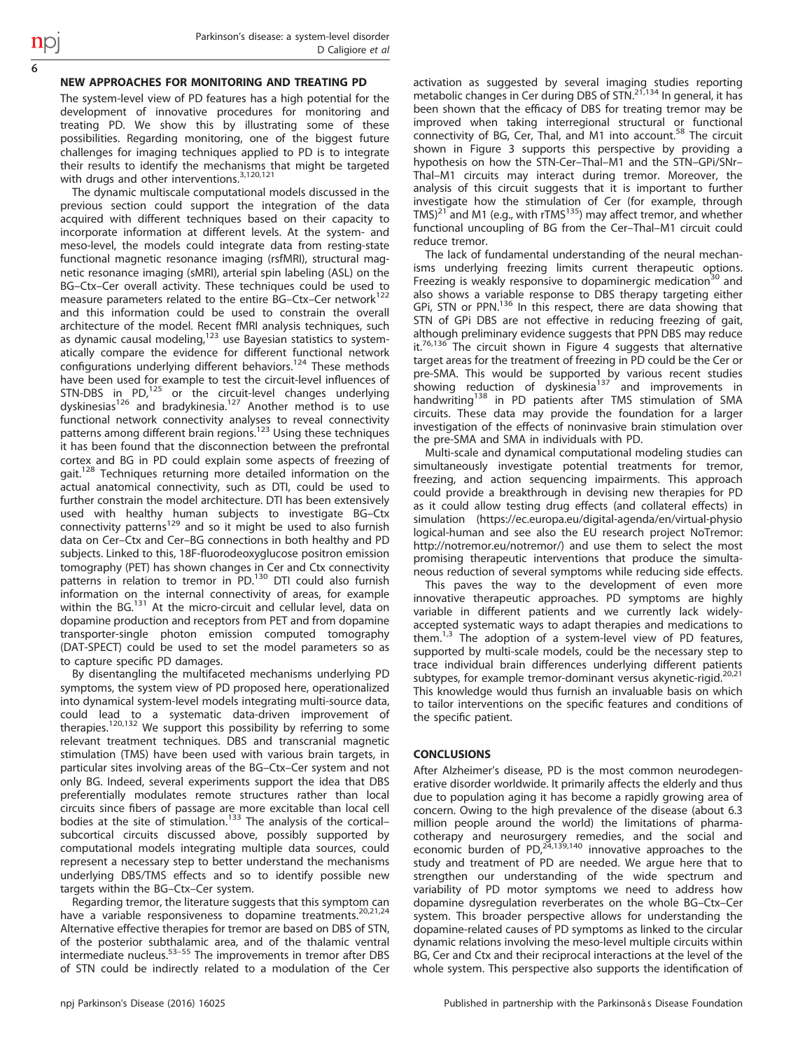## NEW APPROACHES FOR MONITORING AND TREATING PD

The system-level view of PD features has a high potential for the development of innovative procedures for monitoring and treating PD. We show this by illustrating some of these possibilities. Regarding monitoring, one of the biggest future challenges for imaging techniques applied to PD is to integrate their results to identify the mechanisms that might be targeted with drugs and other interventions.[3,120,121]

The dynamic multiscale computational models discussed in the previous section could support the integration of the data acquired with different techniques based on their capacity to incorporate information at different levels. At the system- and meso-level, the models could integrate data from resting-state functional magnetic resonance imaging (rsfMRI), structural magnetic resonance imaging (sMRI), arterial spin labeling (ASL) on the BG–Ctx–Cer overall activity. These techniques could be used to measure parameters related to the entire BG–Ctx–Cer network[122] and this information could be used to constrain the overall architecture of the model. Recent fMRI analysis techniques, such as dynamic causal modeling,[123] use Bayesian statistics to systematically compare the evidence for different functional network configurations underlying different behaviors.[124] These methods have been used for example to test the circuit-level influences of STN-DBS in PD,[125] or the circuit-level changes underlying dyskinesias[126] and bradykinesia.[127] Another method is to use functional network connectivity analyses to reveal connectivity patterns among different brain regions.[123] Using these techniques it has been found that the disconnection between the prefrontal cortex and BG in PD could explain some aspects of freezing of gait.[128] Techniques returning more detailed information on the actual anatomical connectivity, such as DTI, could be used to further constrain the model architecture. DTI has been extensively used with healthy human subjects to investigate BG–Ctx connectivity patterns[129] and so it might be used to also furnish data on Cer–Ctx and Cer–BG connections in both healthy and PD subjects. Linked to this, 18F-fluorodeoxyglucose positron emission tomography (PET) has shown changes in Cer and Ctx connectivity patterns in relation to tremor in PD.[130] DTI could also furnish information on the internal connectivity of areas, for example within the BG.[131] At the micro-circuit and cellular level, data on dopamine production and receptors from PET and from dopamine transporter-single photon emission computed tomography (DAT-SPECT) could be used to set the model parameters so as to capture specific PD damages.

By disentangling the multifaceted mechanisms underlying PD symptoms, the system view of PD proposed here, operationalized into dynamical system-level models integrating multi-source data, could lead to a systematic data-driven improvement of therapies.[120,132] We support this possibility by referring to some relevant treatment techniques. DBS and transcranial magnetic stimulation (TMS) have been used with various brain targets, in particular sites involving areas of the BG–Ctx–Cer system and not only BG. Indeed, several experiments support the idea that DBS preferentially modulates remote structures rather than local circuits since fibers of passage are more excitable than local cell bodies at the site of stimulation.[133] The analysis of the cortical–subcortical circuits discussed above, possibly supported by computational models integrating multiple data sources, could represent a necessary step to better understand the mechanisms underlying DBS/TMS effects and so to identify possible new targets within the BG–Ctx–Cer system.

Regarding tremor, the literature suggests that this symptom can have a variable responsiveness to dopamine treatments.[20,21,24] Alternative effective therapies for tremor are based on DBS of STN, of the posterior subthalamic area, and of the thalamic ventral intermediate nucleus.[53–55] The improvements in tremor after DBS of STN could be indirectly related to a modulation of the Cer activation as suggested by several imaging studies reporting metabolic changes in Cer during DBS of STN.[21,134] In general, it has been shown that the efficacy of DBS for treating tremor may be improved when taking interregional structural or functional connectivity of BG, Cer, Thal, and M1 into account.[58] The circuit shown in Figure 3 supports this perspective by providing a hypothesis on how the STN-Cer–Thal–M1 and the STN–GPi/SNr–Thal–M1 circuits may interact during tremor. Moreover, the analysis of this circuit suggests that it is important to further investigate how the stimulation of Cer (for example, through TMS)[21] and M1 (e.g., with rTMS[135]) may affect tremor, and whether functional uncoupling of BG from the Cer–Thal–M1 circuit could reduce tremor.

The lack of fundamental understanding of the neural mechanisms underlying freezing limits current therapeutic options. Freezing is weakly responsive to dopaminergic medication[30] and also shows a variable response to DBS therapy targeting either GPi, STN or PPN.[136] In this respect, there are data showing that STN of GPi DBS are not effective in reducing freezing of gait, although preliminary evidence suggests that PPN DBS may reduce it.[76,136] The circuit shown in Figure 4 suggests that alternative target areas for the treatment of freezing in PD could be the Cer or pre-SMA. This would be supported by various recent studies showing reduction of dyskinesia[137] and improvements in handwriting[138] in PD patients after TMS stimulation of SMA circuits. These data may provide the foundation for a larger investigation of the effects of noninvasive brain stimulation over the pre-SMA and SMA in individuals with PD.

Multi-scale and dynamical computational modeling studies can simultaneously investigate potential treatments for tremor, freezing, and action sequencing impairments. This approach could provide a breakthrough in devising new therapies for PD as it could allow testing drug effects (and collateral effects) in simulation (https://ec.europa.eu/digital-agenda/en/virtual-physiological-human and see also the EU research project NoTremor: http://notremor.eu/notremor/) and use them to select the most promising therapeutic interventions that produce the simultaneous reduction of several symptoms while reducing side effects.

This paves the way to the development of even more innovative therapeutic approaches. PD symptoms are highly variable in different patients and we currently lack widely-accepted systematic ways to adapt therapies and medications to them.[1,3] The adoption of a system-level view of PD features, supported by multi-scale models, could be the necessary step to trace individual brain differences underlying different patients subtypes, for example tremor-dominant versus akynetic-rigid.[20,21] This knowledge would thus furnish an invaluable basis on which to tailor interventions on the specific features and conditions of the specific patient.

## CONCLUSIONS

After Alzheimer's disease, PD is the most common neurodegenerative disorder worldwide. It primarily affects the elderly and thus due to population aging it has become a rapidly growing area of concern. Owing to the high prevalence of the disease (about 6.3 million people around the world) the limitations of pharmacotherapy and neurosurgery remedies, and the social and economic burden of PD,[24,139,140] innovative approaches to the study and treatment of PD are needed. We argue here that to strengthen our understanding of the wide spectrum and variability of PD motor symptoms we need to address how dopamine dysregulation reverberates on the whole BG–Ctx–Cer system. This broader perspective allows for understanding the dopamine-related causes of PD symptoms as linked to the circular dynamic relations involving the meso-level multiple circuits within BG, Cer and Ctx and their reciprocal interactions at the level of the whole system. This perspective also supports the identification of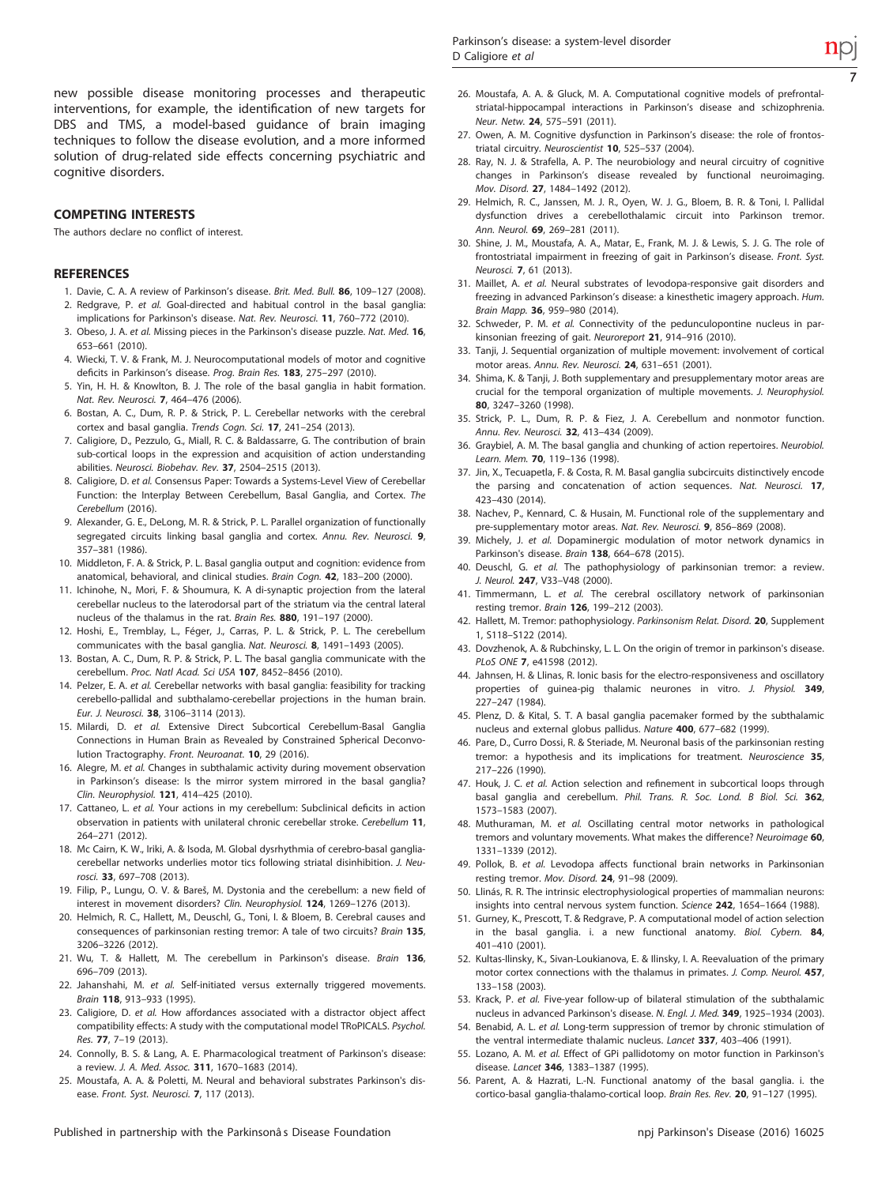new possible disease monitoring processes and therapeutic interventions, for example, the identification of new targets for DBS and TMS, a model-based guidance of brain imaging techniques to follow the disease evolution, and a more informed solution of drug-related side effects concerning psychiatric and cognitive disorders.

## COMPETING INTERESTS

The authors declare no conflict of interest.

## REFERENCES

1. Davie, C. A. A review of Parkinson's disease. *Brit. Med. Bull.* **86**, 109–127 (2008).
2. Redgrave, P. *et al.* Goal-directed and habitual control in the basal ganglia: implications for Parkinson's disease. *Nat. Rev. Neurosci.* **11**, 760–772 (2010).
3. Obeso, J. A. *et al.* Missing pieces in the Parkinson's disease puzzle. *Nat. Med.* **16**, 653–661 (2010).
4. Wiecki, T. V. & Frank, M. J. Neurocomputational models of motor and cognitive deficits in Parkinson's disease. *Prog. Brain Res.* **183**, 275–297 (2010).
5. Yin, H. H. & Knowlton, B. J. The role of the basal ganglia in habit formation. *Nat. Rev. Neurosci.* **7**, 464–476 (2006).
6. Bostan, A. C., Dum, R. P. & Strick, P. L. Cerebellar networks with the cerebral cortex and basal ganglia. *Trends Cogn. Sci.* **17**, 241–254 (2013).
7. Caligiore, D., Pezzulo, G., Miall, R. C. & Baldassarre, G. The contribution of brain sub-cortical loops in the expression and acquisition of action understanding abilities. *Neurosci. Biobehav. Rev.* **37**, 2504–2515 (2013).
8. Caligiore, D. *et al.* Consensus Paper: Towards a Systems-Level View of Cerebellar Function: the Interplay Between Cerebellum, Basal Ganglia, and Cortex. *The Cerebellum* (2016).
9. Alexander, G. E., DeLong, M. R. & Strick, P. L. Parallel organization of functionally segregated circuits linking basal ganglia and cortex. *Annu. Rev. Neurosci.* **9**, 357–381 (1986).
10. Middleton, F. A. & Strick, P. L. Basal ganglia output and cognition: evidence from anatomical, behavioral, and clinical studies. *Brain Cogn.* **42**, 183–200 (2000).
11. Ichinohe, N., Mori, F. & Shoumura, K. A di-synaptic projection from the lateral cerebellar nucleus to the laterodorsal part of the striatum via the central lateral nucleus of the thalamus in the rat. *Brain Res.* **880**, 191–197 (2000).
12. Hoshi, E., Tremblay, L., Féger, J., Carras, P. L. & Strick, P. L. The cerebellum communicates with the basal ganglia. *Nat. Neurosci.* **8**, 1491–1493 (2005).
13. Bostan, A. C., Dum, R. P. & Strick, P. L. The basal ganglia communicate with the cerebellum. *Proc. Natl Acad. Sci USA* **107**, 8452–8456 (2010).
14. Pelzer, E. A. *et al.* Cerebellar networks with basal ganglia: feasibility for tracking cerebello-pallidal and subthalamo-cerebellar projections in the human brain. *Eur. J. Neurosci.* **38**, 3106–3114 (2013).
15. Milardi, D. *et al.* Extensive Direct Subcortical Cerebellum-Basal Ganglia Connections in Human Brain as Revealed by Constrained Spherical Deconvolution Tractography. *Front. Neuroanat.* **10**, 29 (2016).
16. Alegre, M. *et al.* Changes in subthalamic activity during movement observation in Parkinson's disease: Is the mirror system mirrored in the basal ganglia? *Clin. Neurophysiol.* **121**, 414–425 (2010).
17. Cattaneo, L. *et al.* Your actions in my cerebellum: Subclinical deficits in action observation in patients with unilateral chronic cerebellar stroke. *Cerebellum* **11**, 264–271 (2012).
18. Mc Cairn, K. W., Iriki, A. & Isoda, M. Global dysrhythmia of cerebro-basal ganglia-cerebellar networks underlies motor tics following striatal disinhibition. *J. Neurosci.* **33**, 697–708 (2013).
19. Filip, P., Lungu, O. V. & Bareš, M. Dystonia and the cerebellum: a new field of interest in movement disorders? *Clin. Neurophysiol.* **124**, 1269–1276 (2013).
20. Helmich, R. C., Hallett, M., Deuschl, G., Toni, I. & Bloem, B. Cerebral causes and consequences of parkinsonian resting tremor: A tale of two circuits? *Brain* **135**, 3206–3226 (2012).
21. Wu, T. & Hallett, M. The cerebellum in Parkinson's disease. *Brain* **136**, 696–709 (2013).
22. Jahanshahi, M. *et al.* Self-initiated versus externally triggered movements. *Brain* **118**, 913–933 (1995).
23. Caligiore, D. *et al.* How affordances associated with a distractor object affect compatibility effects: A study with the computational model TRoPICALS. *Psychol. Res.* **77**, 7–19 (2013).
24. Connolly, B. S. & Lang, A. E. Pharmacological treatment of Parkinson's disease: a review. *J. A. Med. Assoc.* **311**, 1670–1683 (2014).
25. Moustafa, A. A. & Poletti, M. Neural and behavioral substrates Parkinson's disease. *Front. Syst. Neurosci.* **7**, 117 (2013).
26. Moustafa, A. A. & Gluck, M. A. Computational cognitive models of prefrontal-striatal-hippocampal interactions in Parkinson's disease and schizophrenia. *Neur. Netw.* **24**, 575–591 (2011).
27. Owen, A. M. Cognitive dysfunction in Parkinson's disease: the role of frontostriatal circuitry. *Neuroscientist* **10**, 525–537 (2004).
28. Ray, N. J. & Strafella, A. P. The neurobiology and neural circuitry of cognitive changes in Parkinson's disease revealed by functional neuroimaging. *Mov. Disord.* **27**, 1484–1492 (2012).
29. Helmich, R. C., Janssen, M. J. R., Oyen, W. J. G., Bloem, B. R. & Toni, I. Pallidal dysfunction drives a cerebellothalamic circuit into Parkinson tremor. *Ann. Neurol.* **69**, 269–281 (2011).
30. Shine, J. M., Moustafa, A. A., Matar, E., Frank, M. J. & Lewis, S. J. G. The role of frontostriatal impairment in freezing of gait in Parkinson's disease. *Front. Syst. Neurosci.* **7**, 61 (2013).
31. Maillet, A. *et al.* Neural substrates of levodopa-responsive gait disorders and freezing in advanced Parkinson's disease: a kinesthetic imagery approach. *Hum. Brain Mapp.* **36**, 959–980 (2014).
32. Schweder, P. M. *et al.* Connectivity of the pedunculopontine nucleus in parkinsonian freezing of gait. *Neuroreport* **21**, 914–916 (2010).
33. Tanji, J. Sequential organization of multiple movement: involvement of cortical motor areas. *Annu. Rev. Neurosci.* **24**, 631–651 (2001).
34. Shima, K. & Tanji, J. Both supplementary and presupplementary motor areas are crucial for the temporal organization of multiple movements. *J. Neurophysiol.* **80**, 3247–3260 (1998).
35. Strick, P. L., Dum, R. P. & Fiez, J. A. Cerebellum and nonmotor function. *Annu. Rev. Neurosci.* **32**, 413–434 (2009).
36. Graybiel, A. M. The basal ganglia and chunking of action repertoires. *Neurobiol. Learn. Mem.* **70**, 119–136 (1998).
37. Jin, X., Tecuapetla, F. & Costa, R. M. Basal ganglia subcircuits distinctively encode the parsing and concatenation of action sequences. *Nat. Neurosci.* **17**, 423–430 (2014).
38. Nachev, P., Kennard, C. & Husain, M. Functional role of the supplementary and pre-supplementary motor areas. *Nat. Rev. Neurosci.* **9**, 856–869 (2008).
39. Michely, J. *et al.* Dopaminergic modulation of motor network dynamics in Parkinson's disease. *Brain* **138**, 664–678 (2015).
40. Deuschl, G. *et al.* The pathophysiology of parkinsonian tremor: a review. *J. Neurol.* **247**, V33–V48 (2000).
41. Timmermann, L. *et al.* The cerebral oscillatory network of parkinsonian resting tremor. *Brain* **126**, 199–212 (2003).
42. Hallett, M. Tremor: pathophysiology. *Parkinsonism Relat. Disord.* **20**, Supplement 1, S118–S122 (2014).
43. Dovzhenok, A. & Rubchinsky, L. L. On the origin of tremor in parkinson's disease. *PLoS ONE* **7**, e41598 (2012).
44. Jahnsen, H. & Llinas, R. Ionic basis for the electro-responsiveness and oscillatory properties of guinea-pig thalamic neurones in vitro. *J. Physiol.* **349**, 227–247 (1984).
45. Plenz, D. & Kital, S. T. A basal ganglia pacemaker formed by the subthalamic nucleus and external globus pallidus. *Nature* **400**, 677–682 (1999).
46. Pare, D., Curro Dossi, R. & Steriade, M. Neuronal basis of the parkinsonian resting tremor: a hypothesis and its implications for treatment. *Neuroscience* **35**, 217–226 (1990).
47. Houk, J. C. *et al.* Action selection and refinement in subcortical loops through basal ganglia and cerebellum. *Phil. Trans. R. Soc. Lond. B Biol. Sci.* **362**, 1573–1583 (2007).
48. Muthuraman, M. *et al.* Oscillating central motor networks in pathological tremors and voluntary movements. What makes the difference? *Neuroimage* **60**, 1331–1339 (2012).
49. Pollok, B. *et al.* Levodopa affects functional brain networks in Parkinsonian resting tremor. *Mov. Disord.* **24**, 91–98 (2009).
50. Llinás, R. R. The intrinsic electrophysiological properties of mammalian neurons: insights into central nervous system function. *Science* **242**, 1654–1664 (1988).
51. Gurney, K., Prescott, T. & Redgrave, P. A computational model of action selection in the basal ganglia. i. a new functional anatomy. *Biol. Cybern.* **84**, 401–410 (2001).
52. Kultas-Ilinsky, K., Sivan-Loukianova, E. & Ilinsky, I. A. Reevaluation of the primary motor cortex connections with the thalamus in primates. *J. Comp. Neurol.* **457**, 133–158 (2003).
53. Krack, P. *et al.* Five-year follow-up of bilateral stimulation of the subthalamic nucleus in advanced Parkinson's disease. *N. Engl. J. Med.* **349**, 1925–1934 (2003).
54. Benabid, A. L. *et al.* Long-term suppression of tremor by chronic stimulation of the ventral intermediate thalamic nucleus. *Lancet* **337**, 403–406 (1991).
55. Lozano, A. M. *et al.* Effect of GPi pallidotomy on motor function in Parkinson's disease. *Lancet* **346**, 1383–1387 (1995).
56. Parent, A. & Hazrati, L.-N. Functional anatomy of the basal ganglia. i. the cortico-basal ganglia-thalamo-cortical loop. *Brain Res. Rev.* **20**, 91–127 (1995).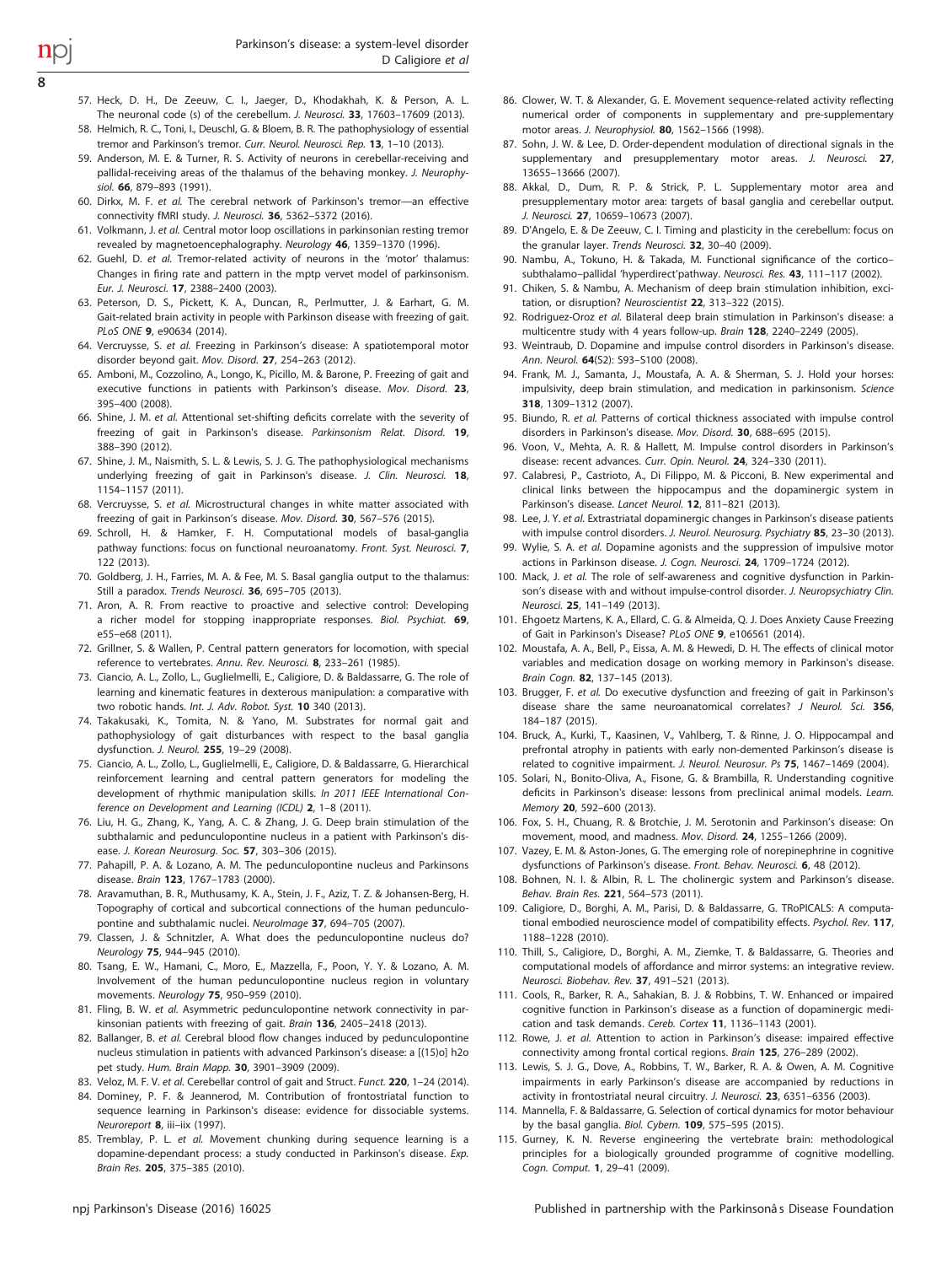57. Heck, D. H., De Zeeuw, C. I., Jaeger, D., Khodakhah, K. & Person, A. L. The neuronal code (s) of the cerebellum. *J. Neurosci.* **33**, 17603–17609 (2013).
58. Helmich, R. C., Toni, I., Deuschl, G. & Bloem, B. R. The pathophysiology of essential tremor and Parkinson's tremor. *Curr. Neurol. Neurosci. Rep.* **13**, 1–10 (2013).
59. Anderson, M. E. & Turner, R. S. Activity of neurons in cerebellar-receiving and pallidal-receiving areas of the thalamus of the behaving monkey. *J. Neurophysiol.* **66**, 879–893 (1991).
60. Dirkx, M. F. *et al.* The cerebral network of Parkinson's tremor—an effective connectivity fMRI study. *J. Neurosci.* **36**, 5362–5372 (2016).
61. Volkmann, J. *et al.* Central motor loop oscillations in parkinsonian resting tremor revealed by magnetoencephalography. *Neurology* **46**, 1359–1370 (1996).
62. Guehl, D. *et al.* Tremor-related activity of neurons in the 'motor' thalamus: Changes in firing rate and pattern in the mptp vervet model of parkinsonism. *Eur. J. Neurosci.* **17**, 2388–2400 (2003).
63. Peterson, D. S., Pickett, K. A., Duncan, R., Perlmutter, J. & Earhart, G. M. Gait-related brain activity in people with Parkinson disease with freezing of gait. *PLoS ONE* **9**, e90634 (2014).
64. Vercruysse, S. *et al.* Freezing in Parkinson's disease: A spatiotemporal motor disorder beyond gait. *Mov. Disord.* **27**, 254–263 (2012).
65. Amboni, M., Cozzolino, A., Longo, K., Picillo, M. & Barone, P. Freezing of gait and executive functions in patients with Parkinson's disease. *Mov. Disord.* **23**, 395–400 (2008).
66. Shine, J. M. *et al.* Attentional set-shifting deficits correlate with the severity of freezing of gait in Parkinson's disease. *Parkinsonism Relat. Disord.* **19**, 388–390 (2012).
67. Shine, J. M., Naismith, S. L. & Lewis, S. J. G. The pathophysiological mechanisms underlying freezing of gait in Parkinson's disease. *J. Clin. Neurosci.* **18**, 1154–1157 (2011).
68. Vercruysse, S. *et al.* Microstructural changes in white matter associated with freezing of gait in Parkinson's disease. *Mov. Disord.* **30**, 567–576 (2015).
69. Schroll, H. & Hamker, F. H. Computational models of basal-ganglia pathway functions: focus on functional neuroanatomy. *Front. Syst. Neurosci.* **7**, 122 (2013).
70. Goldberg, J. H., Farries, M. A. & Fee, M. S. Basal ganglia output to the thalamus: Still a paradox. *Trends Neurosci.* **36**, 695–705 (2013).
71. Aron, A. R. From reactive to proactive and selective control: Developing a richer model for stopping inappropriate responses. *Biol. Psychiat.* **69**, e55–e68 (2011).
72. Grillner, S. & Wallen, P. Central pattern generators for locomotion, with special reference to vertebrates. *Annu. Rev. Neurosci.* **8**, 233–261 (1985).
73. Ciancio, A. L., Zollo, L., Guglielmelli, E., Caligiore, D. & Baldassarre, G. The role of learning and kinematic features in dexterous manipulation: a comparative with two robotic hands. *Int. J. Adv. Robot. Syst.* **10** 340 (2013).
74. Takakusaki, K., Tomita, N. & Yano, M. Substrates for normal gait and pathophysiology of gait disturbances with respect to the basal ganglia dysfunction. *J. Neurol.* **255**, 19–29 (2008).
75. Ciancio, A. L., Zollo, L., Guglielmelli, E., Caligiore, D. & Baldassarre, G. Hierarchical reinforcement learning and central pattern generators for modeling the development of rhythmic manipulation skills. *In 2011 IEEE International Conference on Development and Learning (ICDL)* **2**, 1–8 (2011).
76. Liu, H. G., Zhang, K., Yang, A. C. & Zhang, J. G. Deep brain stimulation of the subthalamic and pedunculopontine nucleus in a patient with Parkinson's disease. *J. Korean Neurosurg. Soc.* **57**, 303–306 (2015).
77. Pahapill, P. A. & Lozano, A. M. The pedunculopontine nucleus and Parkinsons disease. *Brain* **123**, 1767–1783 (2000).
78. Aravamuthan, B. R., Muthusamy, K. A., Stein, J. F., Aziz, T. Z. & Johansen-Berg, H. Topography of cortical and subcortical connections of the human pedunculopontine and subthalamic nuclei. *NeuroImage* **37**, 694–705 (2007).
79. Classen, J. & Schnitzler, A. What does the pedunculopontine nucleus do? *Neurology* **75**, 944–945 (2010).
80. Tsang, E. W., Hamani, C., Moro, E., Mazzella, F., Poon, Y. Y. & Lozano, A. M. Involvement of the human pedunculopontine nucleus region in voluntary movements. *Neurology* **75**, 950–959 (2010).
81. Fling, B. W. *et al.* Asymmetric pedunculopontine network connectivity in parkinsonian patients with freezing of gait. *Brain* **136**, 2405–2418 (2013).
82. Ballanger, B. *et al.* Cerebral blood flow changes induced by pedunculopontine nucleus stimulation in patients with advanced Parkinson's disease: a [(15)o] h2o pet study. *Hum. Brain Mapp.* **30**, 3901–3909 (2009).
83. Veloz, M. F. V. *et al.* Cerebellar control of gait and Struct. *Funct.* **220**, 1–24 (2014).
84. Dominey, P. F. & Jeannerod, M. Contribution of frontostriatal function to sequence learning in Parkinson's disease: evidence for dissociable systems. *Neuroreport* **8**, iii–iix (1997).
85. Tremblay, P. L. *et al.* Movement chunking during sequence learning is a dopamine-dependant process: a study conducted in Parkinson's disease. *Exp. Brain Res.* **205**, 375–385 (2010).
86. Clower, W. T. & Alexander, G. E. Movement sequence-related activity reflecting numerical order of components in supplementary and pre-supplementary motor areas. *J. Neurophysiol.* **80**, 1562–1566 (1998).
87. Sohn, J. W. & Lee, D. Order-dependent modulation of directional signals in the supplementary and presupplementary motor areas. *J. Neurosci.* **27**, 13655–13666 (2007).
88. Akkal, D., Dum, R. P. & Strick, P. L. Supplementary motor area and presupplementary motor area: targets of basal ganglia and cerebellar output. *J. Neurosci.* **27**, 10659–10673 (2007).
89. D'Angelo, E. & De Zeeuw, C. I. Timing and plasticity in the cerebellum: focus on the granular layer. *Trends Neurosci.* **32**, 30–40 (2009).
90. Nambu, A., Tokuno, H. & Takada, M. Functional significance of the cortico–subthalamo–pallidal 'hyperdirect'pathway. *Neurosci. Res.* **43**, 111–117 (2002).
91. Chiken, S. & Nambu, A. Mechanism of deep brain stimulation inhibition, excitation, or disruption? *Neuroscientist* **22**, 313–322 (2015).
92. Rodriguez-Oroz *et al.* Bilateral deep brain stimulation in Parkinson's disease: a multicentre study with 4 years follow-up. *Brain* **128**, 2240–2249 (2005).
93. Weintraub, D. Dopamine and impulse control disorders in Parkinson's disease. *Ann. Neurol.* **64**(S2): S93–S100 (2008).
94. Frank, M. J., Samanta, J., Moustafa, A. A. & Sherman, S. J. Hold your horses: impulsivity, deep brain stimulation, and medication in parkinsonism. *Science* **318**, 1309–1312 (2007).
95. Biundo, R. *et al.* Patterns of cortical thickness associated with impulse control disorders in Parkinson's disease. *Mov. Disord.* **30**, 688–695 (2015).
96. Voon, V., Mehta, A. R. & Hallett, M. Impulse control disorders in Parkinson's disease: recent advances. *Curr. Opin. Neurol.* **24**, 324–330 (2011).
97. Calabresi, P., Castrioto, A., Di Filippo, M. & Picconi, B. New experimental and clinical links between the hippocampus and the dopaminergic system in Parkinson's disease. *Lancet Neurol.* **12**, 811–821 (2013).
98. Lee, J. Y. *et al.* Extrastriatal dopaminergic changes in Parkinson's disease patients with impulse control disorders. *J. Neurol. Neurosurg. Psychiatry* **85**, 23–30 (2013).
99. Wylie, S. A. *et al.* Dopamine agonists and the suppression of impulsive motor actions in Parkinson disease. *J. Cogn. Neurosci.* **24**, 1709–1724 (2012).
100. Mack, J. *et al.* The role of self-awareness and cognitive dysfunction in Parkinson's disease with and without impulse-control disorder. *J. Neuropsychiatry Clin. Neurosci.* **25**, 141–149 (2013).
101. Ehgoetz Martens, K. A., Ellard, C. G. & Almeida, Q. J. Does Anxiety Cause Freezing of Gait in Parkinson's Disease? *PLoS ONE* **9**, e106561 (2014).
102. Moustafa, A. A., Bell, P., Eissa, A. M. & Hewedi, D. H. The effects of clinical motor variables and medication dosage on working memory in Parkinson's disease. *Brain Cogn.* **82**, 137–145 (2013).
103. Brugger, F. *et al.* Do executive dysfunction and freezing of gait in Parkinson's disease share the same neuroanatomical correlates? *J Neurol. Sci.* **356**, 184–187 (2015).
104. Bruck, A., Kurki, T., Kaasinen, V., Vahlberg, T. & Rinne, J. O. Hippocampal and prefrontal atrophy in patients with early non-demented Parkinson's disease is related to cognitive impairment. *J. Neurol. Neurosur. Ps* **75**, 1467–1469 (2004).
105. Solari, N., Bonito-Oliva, A., Fisone, G. & Brambilla, R. Understanding cognitive deficits in Parkinson's disease: lessons from preclinical animal models. *Learn. Memory* **20**, 592–600 (2013).
106. Fox, S. H., Chuang, R. & Brotchie, J. M. Serotonin and Parkinson's disease: On movement, mood, and madness. *Mov. Disord.* **24**, 1255–1266 (2009).
107. Vazey, E. M. & Aston-Jones, G. The emerging role of norepinephrine in cognitive dysfunctions of Parkinson's disease. *Front. Behav. Neurosci.* **6**, 48 (2012).
108. Bohnen, N. I. & Albin, R. L. The cholinergic system and Parkinson's disease. *Behav. Brain Res.* **221**, 564–573 (2011).
109. Caligiore, D., Borghi, A. M., Parisi, D. & Baldassarre, G. TRoPICALS: A computational embodied neuroscience model of compatibility effects. *Psychol. Rev.* **117**, 1188–1228 (2010).
110. Thill, S., Caligiore, D., Borghi, A. M., Ziemke, T. & Baldassarre, G. Theories and computational models of affordance and mirror systems: an integrative review. *Neurosci. Biobehav. Rev.* **37**, 491–521 (2013).
111. Cools, R., Barker, R. A., Sahakian, B. J. & Robbins, T. W. Enhanced or impaired cognitive function in Parkinson's disease as a function of dopaminergic medication and task demands. *Cereb. Cortex* **11**, 1136–1143 (2001).
112. Rowe, J. *et al.* Attention to action in Parkinson's disease: impaired effective connectivity among frontal cortical regions. *Brain* **125**, 276–289 (2002).
113. Lewis, S. J. G., Dove, A., Robbins, T. W., Barker, R. A. & Owen, A. M. Cognitive impairments in early Parkinson's disease are accompanied by reductions in activity in frontostriatal neural circuitry. *J. Neurosci.* **23**, 6351–6356 (2003).
114. Mannella, F. & Baldassarre, G. Selection of cortical dynamics for motor behaviour by the basal ganglia. *Biol. Cybern.* **109**, 575–595 (2015).
115. Gurney, K. N. Reverse engineering the vertebrate brain: methodological principles for a biologically grounded programme of cognitive modelling. *Cogn. Comput.* **1**, 29–41 (2009).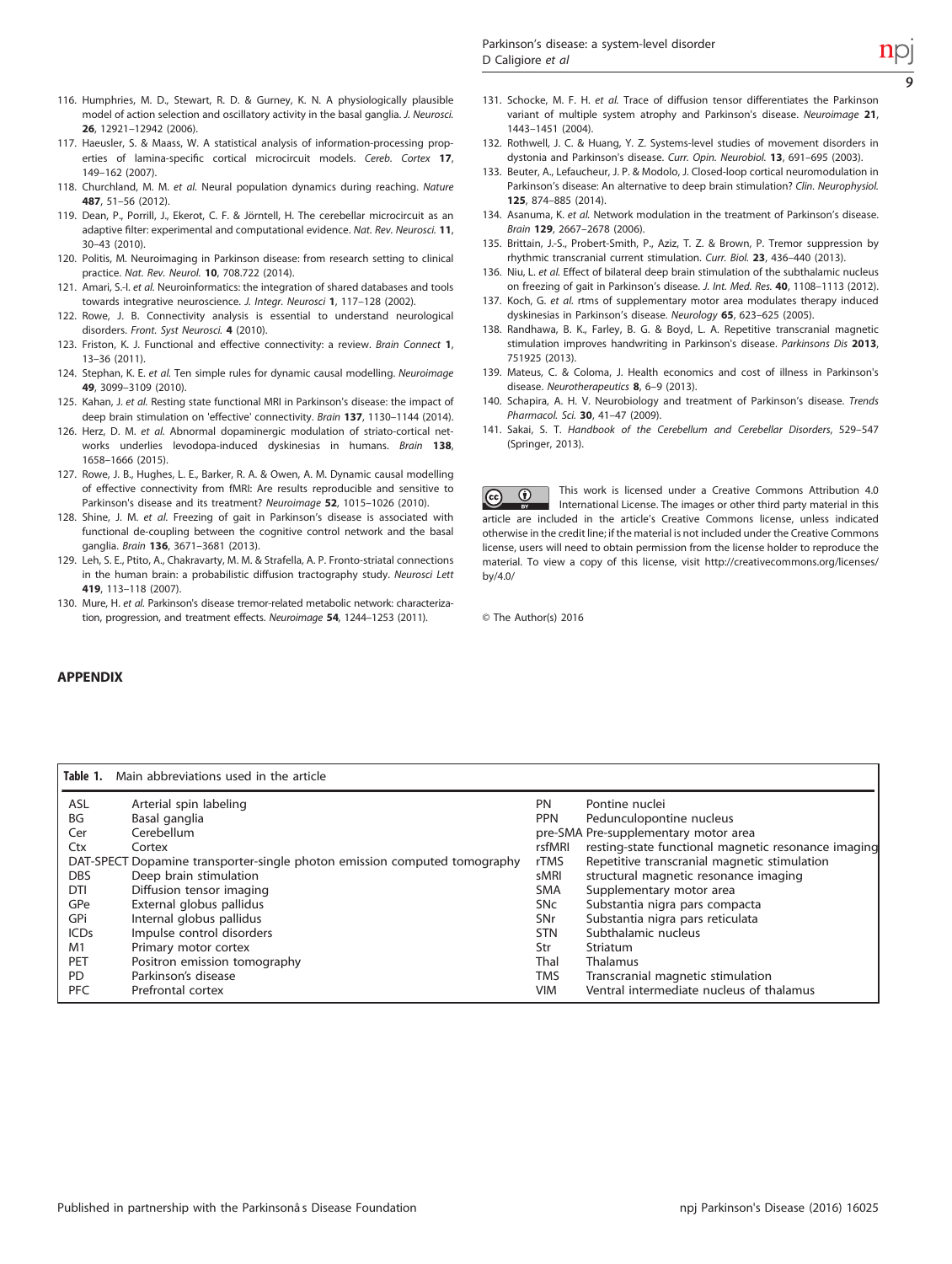116. Humphries, M. D., Stewart, R. D. & Gurney, K. N. A physiologically plausible model of action selection and oscillatory activity in the basal ganglia. *J. Neurosci.* **26**, 12921–12942 (2006).
117. Haeusler, S. & Maass, W. A statistical analysis of information-processing properties of lamina-specific cortical microcircuit models. *Cereb. Cortex* **17**, 149–162 (2007).
118. Churchland, M. M. *et al.* Neural population dynamics during reaching. *Nature* **487**, 51–56 (2012).
119. Dean, P., Porrill, J., Ekerot, C. F. & Jörntell, H. The cerebellar microcircuit as an adaptive filter: experimental and computational evidence. *Nat. Rev. Neurosci.* **11**, 30–43 (2010).
120. Politis, M. Neuroimaging in Parkinson disease: from research setting to clinical practice. *Nat. Rev. Neurol.* **10**, 708.722 (2014).
121. Amari, S.-I. *et al.* Neuroinformatics: the integration of shared databases and tools towards integrative neuroscience. *J. Integr. Neurosci* **1**, 117–128 (2002).
122. Rowe, J. B. Connectivity analysis is essential to understand neurological disorders. *Front. Syst Neurosci.* **4** (2010).
123. Friston, K. J. Functional and effective connectivity: a review. *Brain Connect* **1**, 13–36 (2011).
124. Stephan, K. E. *et al.* Ten simple rules for dynamic causal modelling. *Neuroimage* **49**, 3099–3109 (2010).
125. Kahan, J. *et al.* Resting state functional MRI in Parkinson's disease: the impact of deep brain stimulation on 'effective' connectivity. *Brain* **137**, 1130–1144 (2014).
126. Herz, D. M. *et al.* Abnormal dopaminergic modulation of striato-cortical networks underlies levodopa-induced dyskinesias in humans. *Brain* **138**, 1658–1666 (2015).
127. Rowe, J. B., Hughes, L. E., Barker, R. A. & Owen, A. M. Dynamic causal modelling of effective connectivity from fMRI: Are results reproducible and sensitive to Parkinson's disease and its treatment? *Neuroimage* **52**, 1015–1026 (2010).
128. Shine, J. M. *et al.* Freezing of gait in Parkinson's disease is associated with functional de-coupling between the cognitive control network and the basal ganglia. *Brain* **136**, 3671–3681 (2013).
129. Leh, S. E., Ptito, A., Chakravarty, M. M. & Strafella, A. P. Fronto-striatal connections in the human brain: a probabilistic diffusion tractography study. *Neurosci Lett* **419**, 113–118 (2007).
130. Mure, H. *et al.* Parkinson's disease tremor-related metabolic network: characterization, progression, and treatment effects. *Neuroimage* **54**, 1244–1253 (2011).
131. Schocke, M. F. H. *et al.* Trace of diffusion tensor differentiates the Parkinson variant of multiple system atrophy and Parkinson's disease. *Neuroimage* **21**, 1443–1451 (2004).
132. Rothwell, J. C. & Huang, Y. Z. Systems-level studies of movement disorders in dystonia and Parkinson's disease. *Curr. Opin. Neurobiol.* **13**, 691–695 (2003).
133. Beuter, A., Lefaucheur, J. P. & Modolo, J. Closed-loop cortical neuromodulation in Parkinson's disease: An alternative to deep brain stimulation? *Clin. Neurophysiol.* **125**, 874–885 (2014).
134. Asanuma, K. *et al.* Network modulation in the treatment of Parkinson's disease. *Brain* **129**, 2667–2678 (2006).
135. Brittain, J.-S., Probert-Smith, P., Aziz, T. Z. & Brown, P. Tremor suppression by rhythmic transcranial current stimulation. *Curr. Biol.* **23**, 436–440 (2013).
136. Niu, L. *et al.* Effect of bilateral deep brain stimulation of the subthalamic nucleus on freezing of gait in Parkinson's disease. *J. Int. Med. Res.* **40**, 1108–1113 (2012).
137. Koch, G. *et al.* rtms of supplementary motor area modulates therapy induced dyskinesias in Parkinson's disease. *Neurology* **65**, 623–625 (2005).
138. Randhawa, B. K., Farley, B. G. & Boyd, L. A. Repetitive transcranial magnetic stimulation improves handwriting in Parkinson's disease. *Parkinsons Dis* **2013**, 751925 (2013).
139. Mateus, C. & Coloma, J. Health economics and cost of illness in Parkinson's disease. *Neurotherapeutics* **8**, 6–9 (2013).
140. Schapira, A. H. V. Neurobiology and treatment of Parkinson's disease. *Trends Pharmacol. Sci.* **30**, 41–47 (2009).
141. Sakai, S. T. *Handbook of the Cerebellum and Cerebellar Disorders*, 529–547 (Springer, 2013).

This work is licensed under a Creative Commons Attribution 4.0 International License. The images or other third party material in this article are included in the article's Creative Commons license, unless indicated otherwise in the credit line; if the material is not included under the Creative Commons license, users will need to obtain permission from the license holder to reproduce the material. To view a copy of this license, visit http://creativecommons.org/licenses/by/4.0/

© The Author(s) 2016

## APPENDIX

**Table 1.** Main abbreviations used in the article

| | | | |
|---|---|---|---|
| ASL | Arterial spin labeling | PN | Pontine nuclei |
| BG | Basal ganglia | PPN | Pedunculopontine nucleus |
| Cer | Cerebellum | pre-SMA | Pre-supplementary motor area |
| Ctx | Cortex | rsfMRI | resting-state functional magnetic resonance imaging |
| DAT-SPECT | Dopamine transporter-single photon emission computed tomography | rTMS | Repetitive transcranial magnetic stimulation |
| DBS | Deep brain stimulation | sMRI | structural magnetic resonance imaging |
| DTI | Diffusion tensor imaging | SMA | Supplementary motor area |
| GPe | External globus pallidus | SNc | Substantia nigra pars compacta |
| GPi | Internal globus pallidus | SNr | Substantia nigra pars reticulata |
| ICDs | Impulse control disorders | STN | Subthalamic nucleus |
| M1 | Primary motor cortex | Str | Striatum |
| PET | Positron emission tomography | Thal | Thalamus |
| PD | Parkinson's disease | TMS | Transcranial magnetic stimulation |
| PFC | Prefrontal cortex | VIM | Ventral intermediate nucleus of thalamus |